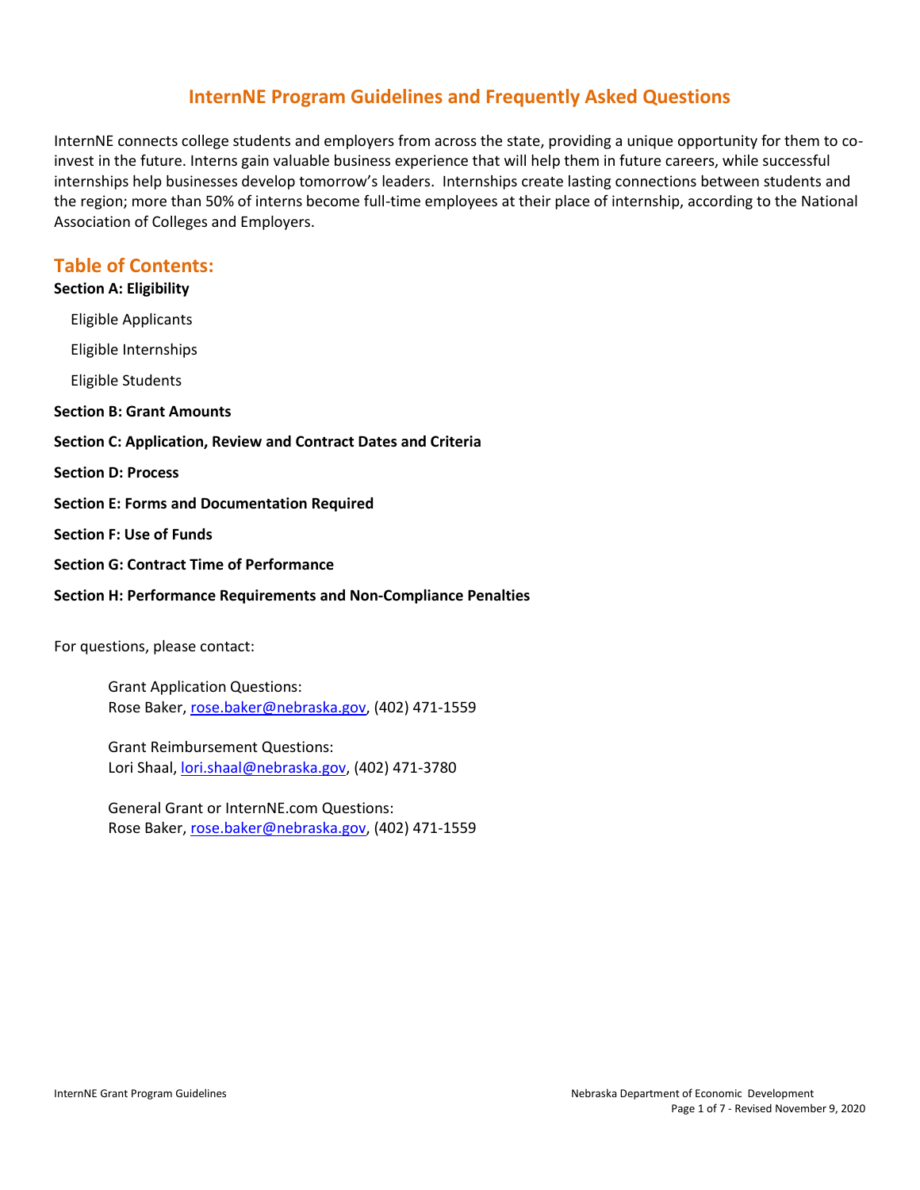# InternNE Program Guidelines and Frequently Asked Questions

InternNE connects college students and employers from across the state, providing a unique opportunity for them to co-invest in the future. Interns gain valuable business experience that will help them in future careers, while successful internships help businesses develop tomorrow's leaders. Internships create lasting connections between students and the region; more than 50% of interns become full-time employees at their place of internship, according to the National Association of Colleges and Employers.

## Table of Contents:

**Section A: Eligibility**

- Eligible Applicants
- Eligible Internships
- Eligible Students

**Section B: Grant Amounts**

**Section C: Application, Review and Contract Dates and Criteria**

**Section D: Process**

**Section E: Forms and Documentation Required**

**Section F: Use of Funds**

**Section G: Contract Time of Performance**

**Section H: Performance Requirements and Non-Compliance Penalties**

For questions, please contact:

Grant Application Questions:
Rose Baker, rose.baker@nebraska.gov, (402) 471-1559

Grant Reimbursement Questions:
Lori Shaal, lori.shaal@nebraska.gov, (402) 471-3780

General Grant or InternNE.com Questions:
Rose Baker, rose.baker@nebraska.gov, (402) 471-1559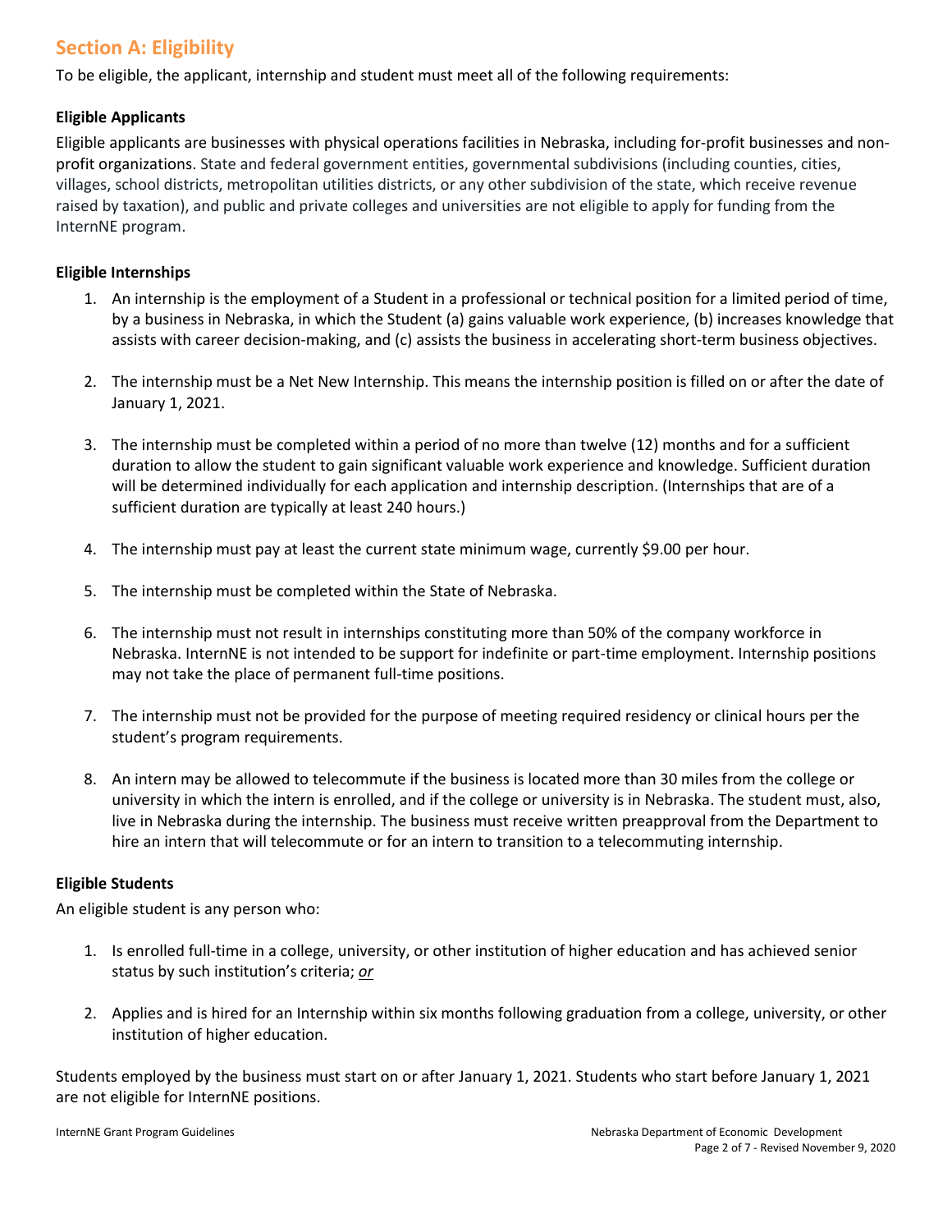## Section A: Eligibility

To be eligible, the applicant, internship and student must meet all of the following requirements:

### Eligible Applicants

Eligible applicants are businesses with physical operations facilities in Nebraska, including for-profit businesses and non-profit organizations. State and federal government entities, governmental subdivisions (including counties, cities, villages, school districts, metropolitan utilities districts, or any other subdivision of the state, which receive revenue raised by taxation), and public and private colleges and universities are not eligible to apply for funding from the InternNE program.

### Eligible Internships

1. An internship is the employment of a Student in a professional or technical position for a limited period of time, by a business in Nebraska, in which the Student (a) gains valuable work experience, (b) increases knowledge that assists with career decision-making, and (c) assists the business in accelerating short-term business objectives.

2. The internship must be a Net New Internship. This means the internship position is filled on or after the date of January 1, 2021.

3. The internship must be completed within a period of no more than twelve (12) months and for a sufficient duration to allow the student to gain significant valuable work experience and knowledge. Sufficient duration will be determined individually for each application and internship description. (Internships that are of a sufficient duration are typically at least 240 hours.)

4. The internship must pay at least the current state minimum wage, currently $9.00 per hour.

5. The internship must be completed within the State of Nebraska.

6. The internship must not result in internships constituting more than 50% of the company workforce in Nebraska. InternNE is not intended to be support for indefinite or part-time employment. Internship positions may not take the place of permanent full-time positions.

7. The internship must not be provided for the purpose of meeting required residency or clinical hours per the student's program requirements.

8. An intern may be allowed to telecommute if the business is located more than 30 miles from the college or university in which the intern is enrolled, and if the college or university is in Nebraska. The student must, also, live in Nebraska during the internship. The business must receive written preapproval from the Department to hire an intern that will telecommute or for an intern to transition to a telecommuting internship.

### Eligible Students

An eligible student is any person who:

1. Is enrolled full-time in a college, university, or other institution of higher education and has achieved senior status by such institution's criteria; ***or***

2. Applies and is hired for an Internship within six months following graduation from a college, university, or other institution of higher education.

Students employed by the business must start on or after January 1, 2021. Students who start before January 1, 2021 are not eligible for InternNE positions.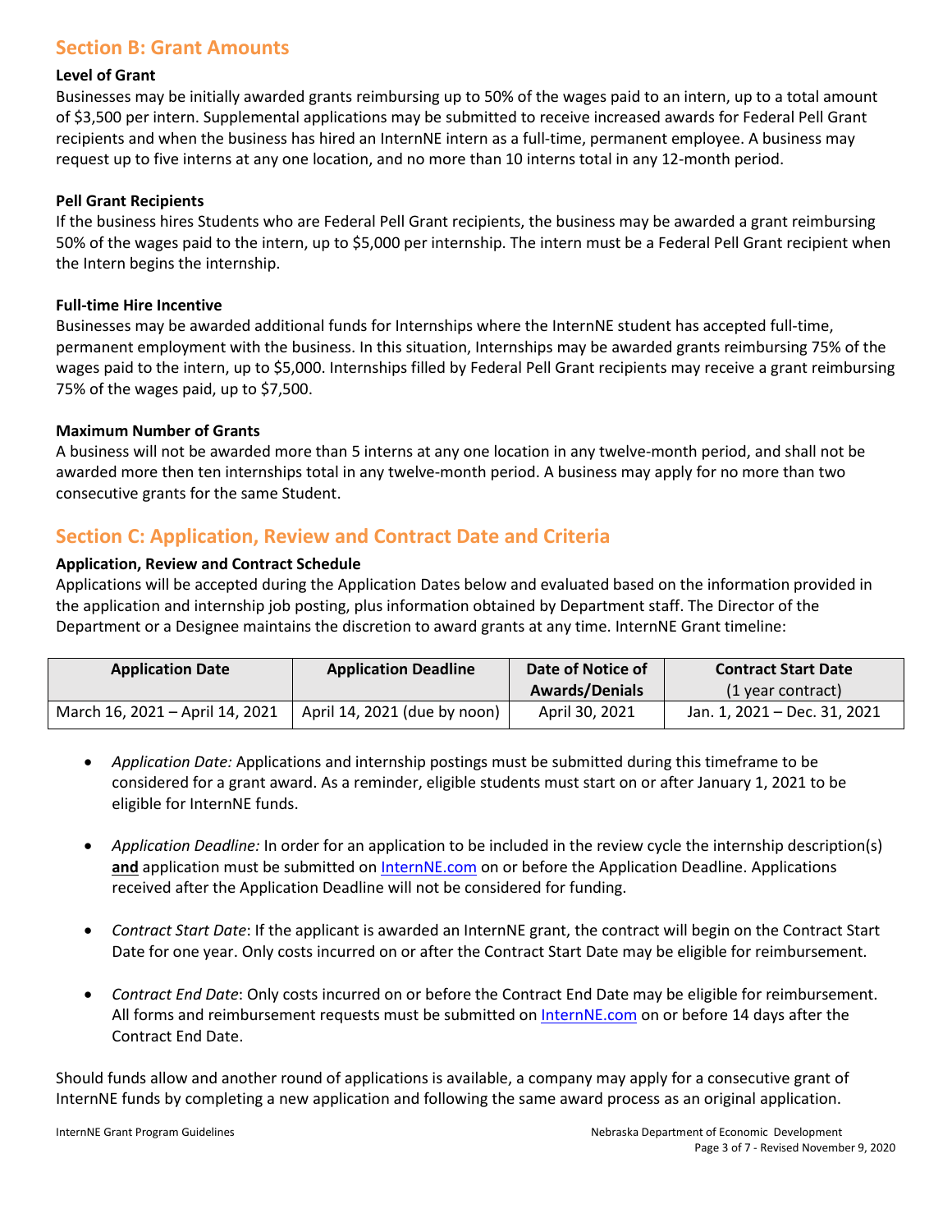## Section B: Grant Amounts

**Level of Grant**

Businesses may be initially awarded grants reimbursing up to 50% of the wages paid to an intern, up to a total amount of $3,500 per intern. Supplemental applications may be submitted to receive increased awards for Federal Pell Grant recipients and when the business has hired an InternNE intern as a full-time, permanent employee. A business may request up to five interns at any one location, and no more than 10 interns total in any 12-month period.

**Pell Grant Recipients**

If the business hires Students who are Federal Pell Grant recipients, the business may be awarded a grant reimbursing 50% of the wages paid to the intern, up to $5,000 per internship. The intern must be a Federal Pell Grant recipient when the Intern begins the internship.

**Full-time Hire Incentive**

Businesses may be awarded additional funds for Internships where the InternNE student has accepted full-time, permanent employment with the business. In this situation, Internships may be awarded grants reimbursing 75% of the wages paid to the intern, up to $5,000. Internships filled by Federal Pell Grant recipients may receive a grant reimbursing 75% of the wages paid, up to $7,500.

**Maximum Number of Grants**

A business will not be awarded more than 5 interns at any one location in any twelve-month period, and shall not be awarded more then ten internships total in any twelve-month period. A business may apply for no more than two consecutive grants for the same Student.

## Section C: Application, Review and Contract Date and Criteria

**Application, Review and Contract Schedule**

Applications will be accepted during the Application Dates below and evaluated based on the information provided in the application and internship job posting, plus information obtained by Department staff. The Director of the Department or a Designee maintains the discretion to award grants at any time. InternNE Grant timeline:

| **Application Date** | **Application Deadline** | **Date of Notice of Awards/Denials** | **Contract Start Date** (1 year contract) |
|---|---|---|---|
| March 16, 2021 – April 14, 2021 | April 14, 2021 (due by noon) | April 30, 2021 | Jan. 1, 2021 – Dec. 31, 2021 |

- *Application Date:* Applications and internship postings must be submitted during this timeframe to be considered for a grant award. As a reminder, eligible students must start on or after January 1, 2021 to be eligible for InternNE funds.
- *Application Deadline:* In order for an application to be included in the review cycle the internship description(s) **and** application must be submitted on InternNE.com on or before the Application Deadline. Applications received after the Application Deadline will not be considered for funding.
- *Contract Start Date*: If the applicant is awarded an InternNE grant, the contract will begin on the Contract Start Date for one year. Only costs incurred on or after the Contract Start Date may be eligible for reimbursement.
- *Contract End Date*: Only costs incurred on or before the Contract End Date may be eligible for reimbursement. All forms and reimbursement requests must be submitted on InternNE.com on or before 14 days after the Contract End Date.

Should funds allow and another round of applications is available, a company may apply for a consecutive grant of InternNE funds by completing a new application and following the same award process as an original application.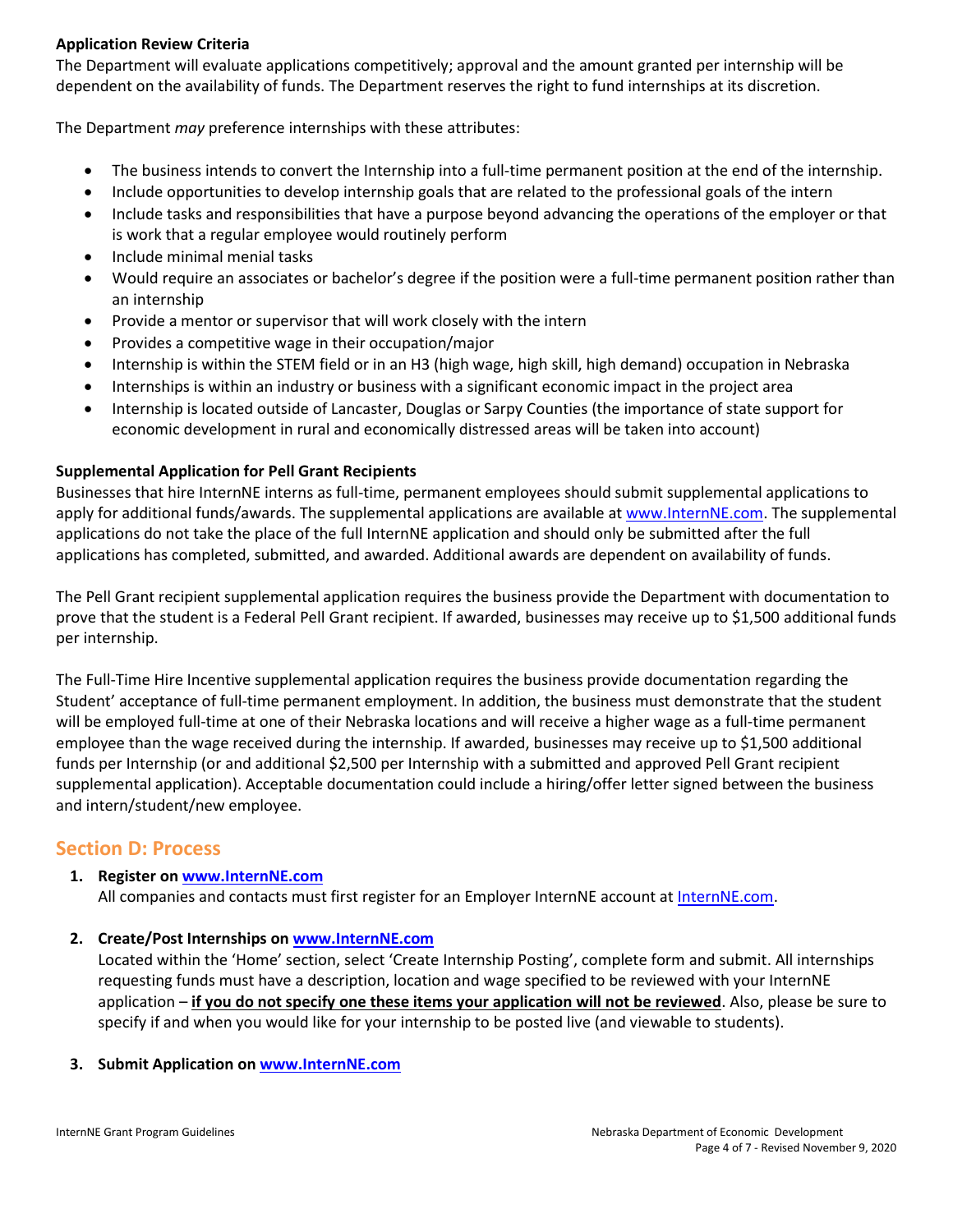**Application Review Criteria**

The Department will evaluate applications competitively; approval and the amount granted per internship will be dependent on the availability of funds. The Department reserves the right to fund internships at its discretion.

The Department *may* preference internships with these attributes:

- The business intends to convert the Internship into a full-time permanent position at the end of the internship.
- Include opportunities to develop internship goals that are related to the professional goals of the intern
- Include tasks and responsibilities that have a purpose beyond advancing the operations of the employer or that is work that a regular employee would routinely perform
- Include minimal menial tasks
- Would require an associates or bachelor's degree if the position were a full-time permanent position rather than an internship
- Provide a mentor or supervisor that will work closely with the intern
- Provides a competitive wage in their occupation/major
- Internship is within the STEM field or in an H3 (high wage, high skill, high demand) occupation in Nebraska
- Internships is within an industry or business with a significant economic impact in the project area
- Internship is located outside of Lancaster, Douglas or Sarpy Counties (the importance of state support for economic development in rural and economically distressed areas will be taken into account)

**Supplemental Application for Pell Grant Recipients**

Businesses that hire InternNE interns as full-time, permanent employees should submit supplemental applications to apply for additional funds/awards. The supplemental applications are available at www.InternNE.com. The supplemental applications do not take the place of the full InternNE application and should only be submitted after the full applications has completed, submitted, and awarded. Additional awards are dependent on availability of funds.

The Pell Grant recipient supplemental application requires the business provide the Department with documentation to prove that the student is a Federal Pell Grant recipient. If awarded, businesses may receive up to $1,500 additional funds per internship.

The Full-Time Hire Incentive supplemental application requires the business provide documentation regarding the Student' acceptance of full-time permanent employment. In addition, the business must demonstrate that the student will be employed full-time at one of their Nebraska locations and will receive a higher wage as a full-time permanent employee than the wage received during the internship. If awarded, businesses may receive up to $1,500 additional funds per Internship (or and additional $2,500 per Internship with a submitted and approved Pell Grant recipient supplemental application). Acceptable documentation could include a hiring/offer letter signed between the business and intern/student/new employee.

## Section D: Process

1. **Register on www.InternNE.com**
   All companies and contacts must first register for an Employer InternNE account at InternNE.com.

2. **Create/Post Internships on www.InternNE.com**
   Located within the 'Home' section, select 'Create Internship Posting', complete form and submit. All internships requesting funds must have a description, location and wage specified to be reviewed with your InternNE application – **if you do not specify one these items your application will not be reviewed**. Also, please be sure to specify if and when you would like for your internship to be posted live (and viewable to students).

3. **Submit Application on www.InternNE.com**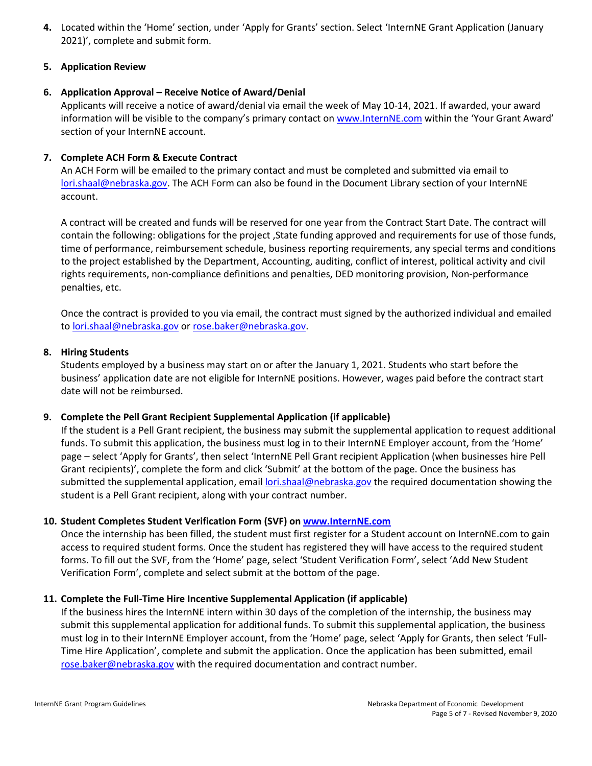4. Located within the 'Home' section, under 'Apply for Grants' section. Select 'InternNE Grant Application (January 2021)', complete and submit form.

5. **Application Review**

6. **Application Approval – Receive Notice of Award/Denial**

   Applicants will receive a notice of award/denial via email the week of May 10-14, 2021. If awarded, your award information will be visible to the company's primary contact on www.InternNE.com within the 'Your Grant Award' section of your InternNE account.

7. **Complete ACH Form & Execute Contract**

   An ACH Form will be emailed to the primary contact and must be completed and submitted via email to lori.shaal@nebraska.gov. The ACH Form can also be found in the Document Library section of your InternNE account.

   A contract will be created and funds will be reserved for one year from the Contract Start Date. The contract will contain the following: obligations for the project ,State funding approved and requirements for use of those funds, time of performance, reimbursement schedule, business reporting requirements, any special terms and conditions to the project established by the Department, Accounting, auditing, conflict of interest, political activity and civil rights requirements, non-compliance definitions and penalties, DED monitoring provision, Non-performance penalties, etc.

   Once the contract is provided to you via email, the contract must signed by the authorized individual and emailed to lori.shaal@nebraska.gov or rose.baker@nebraska.gov.

8. **Hiring Students**

   Students employed by a business may start on or after the January 1, 2021. Students who start before the business' application date are not eligible for InternNE positions. However, wages paid before the contract start date will not be reimbursed.

9. **Complete the Pell Grant Recipient Supplemental Application (if applicable)**

   If the student is a Pell Grant recipient, the business may submit the supplemental application to request additional funds. To submit this application, the business must log in to their InternNE Employer account, from the 'Home' page – select 'Apply for Grants', then select 'InternNE Pell Grant recipient Application (when businesses hire Pell Grant recipients)', complete the form and click 'Submit' at the bottom of the page. Once the business has submitted the supplemental application, email lori.shaal@nebraska.gov the required documentation showing the student is a Pell Grant recipient, along with your contract number.

10. **Student Completes Student Verification Form (SVF) on www.InternNE.com**

    Once the internship has been filled, the student must first register for a Student account on InternNE.com to gain access to required student forms. Once the student has registered they will have access to the required student forms. To fill out the SVF, from the 'Home' page, select 'Student Verification Form', select 'Add New Student Verification Form', complete and select submit at the bottom of the page.

11. **Complete the Full-Time Hire Incentive Supplemental Application (if applicable)**

    If the business hires the InternNE intern within 30 days of the completion of the internship, the business may submit this supplemental application for additional funds. To submit this supplemental application, the business must log in to their InternNE Employer account, from the 'Home' page, select 'Apply for Grants, then select 'Full-Time Hire Application', complete and submit the application. Once the application has been submitted, email rose.baker@nebraska.gov with the required documentation and contract number.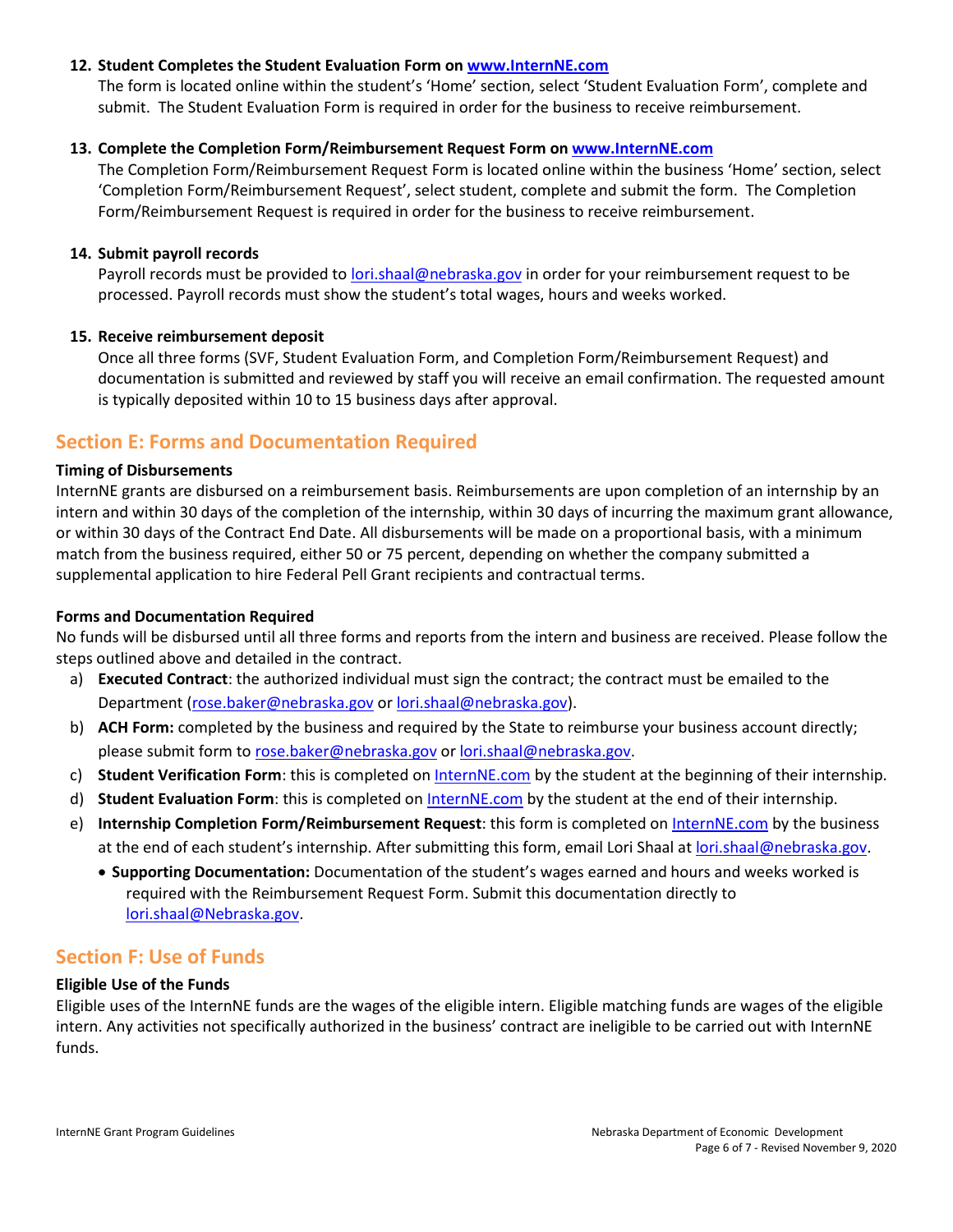12. **Student Completes the Student Evaluation Form on [www.InternNE.com](http://www.InternNE.com)**
    The form is located online within the student's 'Home' section, select 'Student Evaluation Form', complete and submit. The Student Evaluation Form is required in order for the business to receive reimbursement.

13. **Complete the Completion Form/Reimbursement Request Form on [www.InternNE.com](http://www.InternNE.com)**
    The Completion Form/Reimbursement Request Form is located online within the business 'Home' section, select 'Completion Form/Reimbursement Request', select student, complete and submit the form. The Completion Form/Reimbursement Request is required in order for the business to receive reimbursement.

14. **Submit payroll records**
    Payroll records must be provided to lori.shaal@nebraska.gov in order for your reimbursement request to be processed. Payroll records must show the student's total wages, hours and weeks worked.

15. **Receive reimbursement deposit**
    Once all three forms (SVF, Student Evaluation Form, and Completion Form/Reimbursement Request) and documentation is submitted and reviewed by staff you will receive an email confirmation. The requested amount is typically deposited within 10 to 15 business days after approval.

## Section E: Forms and Documentation Required

**Timing of Disbursements**

InternNE grants are disbursed on a reimbursement basis. Reimbursements are upon completion of an internship by an intern and within 30 days of the completion of the internship, within 30 days of incurring the maximum grant allowance, or within 30 days of the Contract End Date. All disbursements will be made on a proportional basis, with a minimum match from the business required, either 50 or 75 percent, depending on whether the company submitted a supplemental application to hire Federal Pell Grant recipients and contractual terms.

**Forms and Documentation Required**

No funds will be disbursed until all three forms and reports from the intern and business are received. Please follow the steps outlined above and detailed in the contract.

a) **Executed Contract**: the authorized individual must sign the contract; the contract must be emailed to the Department (rose.baker@nebraska.gov or lori.shaal@nebraska.gov).
b) **ACH Form:** completed by the business and required by the State to reimburse your business account directly; please submit form to rose.baker@nebraska.gov or lori.shaal@nebraska.gov.
c) **Student Verification Form**: this is completed on InternNE.com by the student at the beginning of their internship.
d) **Student Evaluation Form**: this is completed on InternNE.com by the student at the end of their internship.
e) **Internship Completion Form/Reimbursement Request**: this form is completed on InternNE.com by the business at the end of each student's internship. After submitting this form, email Lori Shaal at lori.shaal@nebraska.gov.
    - **Supporting Documentation:** Documentation of the student's wages earned and hours and weeks worked is required with the Reimbursement Request Form. Submit this documentation directly to lori.shaal@Nebraska.gov.

## Section F: Use of Funds

**Eligible Use of the Funds**

Eligible uses of the InternNE funds are the wages of the eligible intern. Eligible matching funds are wages of the eligible intern. Any activities not specifically authorized in the business' contract are ineligible to be carried out with InternNE funds.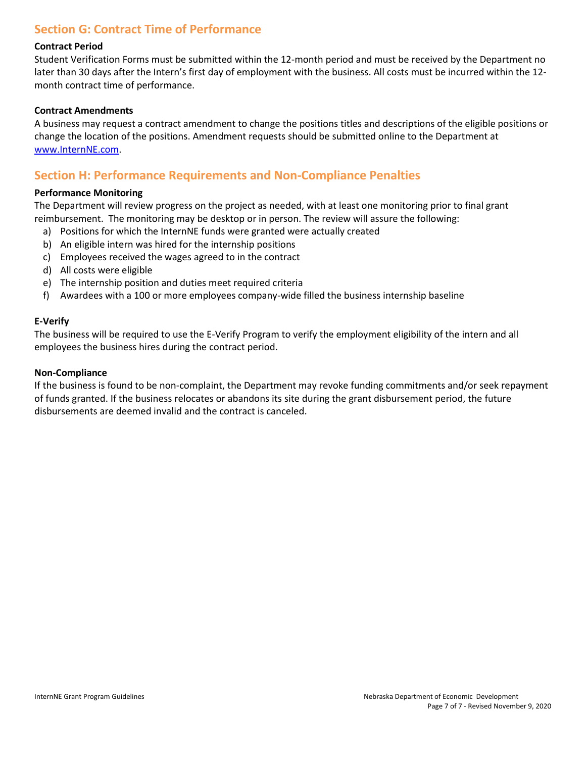## Section G: Contract Time of Performance

**Contract Period**

Student Verification Forms must be submitted within the 12-month period and must be received by the Department no later than 30 days after the Intern's first day of employment with the business. All costs must be incurred within the 12-month contract time of performance.

**Contract Amendments**

A business may request a contract amendment to change the positions titles and descriptions of the eligible positions or change the location of the positions. Amendment requests should be submitted online to the Department at [www.InternNE.com](www.InternNE.com).

## Section H: Performance Requirements and Non-Compliance Penalties

**Performance Monitoring**

The Department will review progress on the project as needed, with at least one monitoring prior to final grant reimbursement. The monitoring may be desktop or in person. The review will assure the following:

a) Positions for which the InternNE funds were granted were actually created
b) An eligible intern was hired for the internship positions
c) Employees received the wages agreed to in the contract
d) All costs were eligible
e) The internship position and duties meet required criteria
f) Awardees with a 100 or more employees company-wide filled the business internship baseline

**E-Verify**

The business will be required to use the E-Verify Program to verify the employment eligibility of the intern and all employees the business hires during the contract period.

**Non-Compliance**

If the business is found to be non-complaint, the Department may revoke funding commitments and/or seek repayment of funds granted. If the business relocates or abandons its site during the grant disbursement period, the future disbursements are deemed invalid and the contract is canceled.